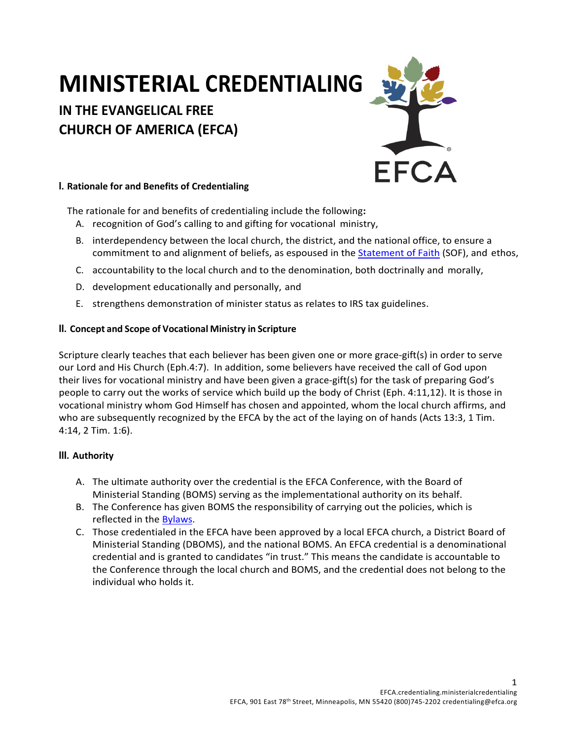# MINISTERIAL CREDENTIALING

## IN THE EVANGELICAL FREE CHURCH OF AMERICA (EFCA)

### I. Rationale for and Benefits of Credentialing

The rationale for and benefits of credentialing include the following**:**

A. recognition of God's calling to and gifting for vocational ministry,

B. interdependency between the local church, the district, and the national office, to ensure a commitment to and alignment of beliefs, as espoused in the Statement of Faith (SOF), and ethos,

C. accountability to the local church and to the denomination, both doctrinally and morally,

D. development educationally and personally, and

E. strengthens demonstration of minister status as relates to IRS tax guidelines.

### II. Concept and Scope of Vocational Ministry in Scripture

Scripture clearly teaches that each believer has been given one or more grace-gift(s) in order to serve our Lord and His Church (Eph.4:7). In addition, some believers have received the call of God upon their lives for vocational ministry and have been given a grace-gift(s) for the task of preparing God's people to carry out the works of service which build up the body of Christ (Eph. 4:11,12). It is those in vocational ministry whom God Himself has chosen and appointed, whom the local church affirms, and who are subsequently recognized by the EFCA by the act of the laying on of hands (Acts 13:3, 1 Tim. 4:14, 2 Tim. 1:6).

### III. Authority

A. The ultimate authority over the credential is the EFCA Conference, with the Board of Ministerial Standing (BOMS) serving as the implementational authority on its behalf.

B. The Conference has given BOMS the responsibility of carrying out the policies, which is reflected in the Bylaws.

C. Those credentialed in the EFCA have been approved by a local EFCA church, a District Board of Ministerial Standing (DBOMS), and the national BOMS. An EFCA credential is a denominational credential and is granted to candidates "in trust." This means the candidate is accountable to the Conference through the local church and BOMS, and the credential does not belong to the individual who holds it.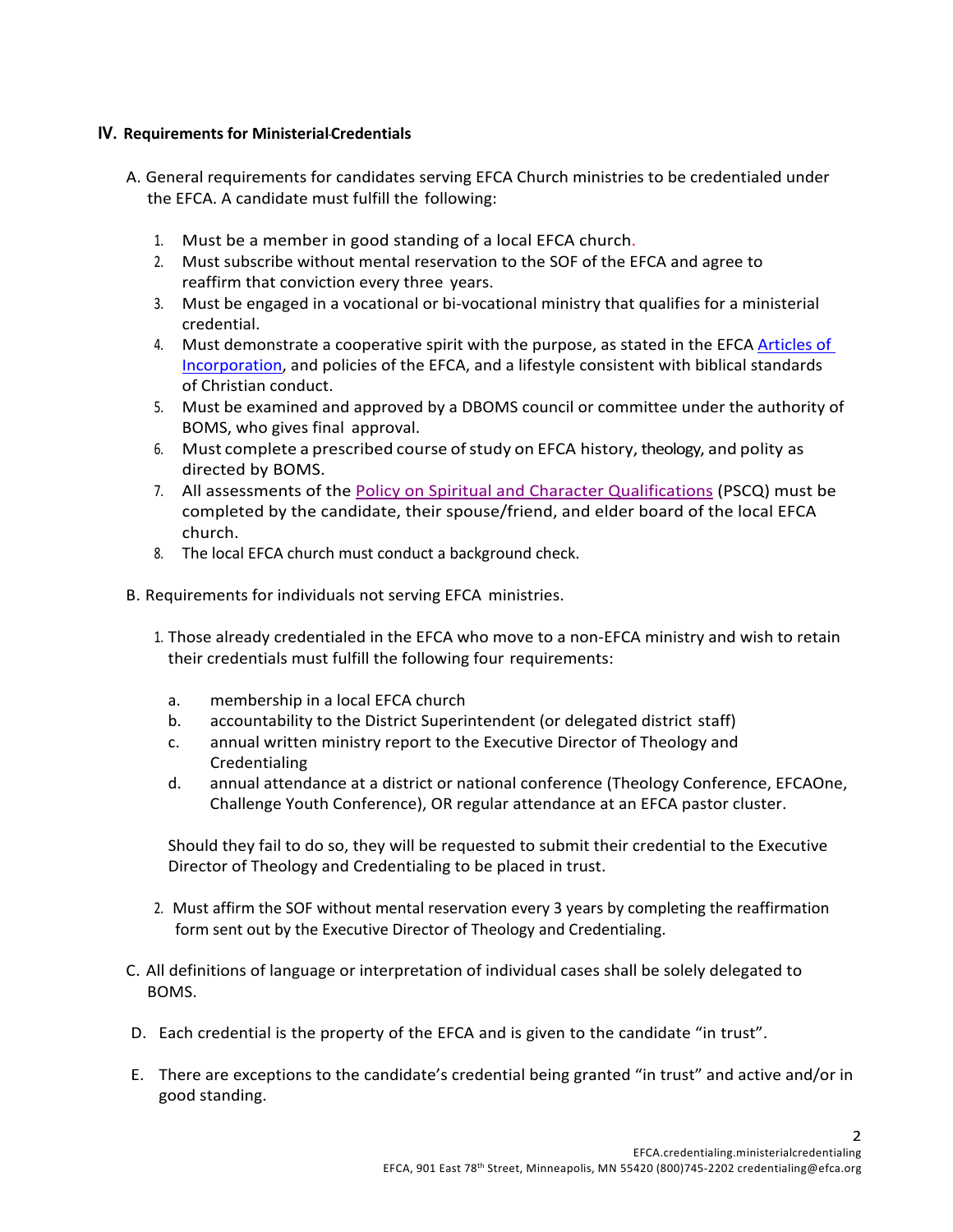## IV. Requirements for Ministerial Credentials

A. General requirements for candidates serving EFCA Church ministries to be credentialed under the EFCA. A candidate must fulfill the following:

1. Must be a member in good standing of a local EFCA church.
2. Must subscribe without mental reservation to the SOF of the EFCA and agree to reaffirm that conviction every three years.
3. Must be engaged in a vocational or bi-vocational ministry that qualifies for a ministerial credential.
4. Must demonstrate a cooperative spirit with the purpose, as stated in the EFCA [Articles of Incorporation](), and policies of the EFCA, and a lifestyle consistent with biblical standards of Christian conduct.
5. Must be examined and approved by a DBOMS council or committee under the authority of BOMS, who gives final approval.
6. Must complete a prescribed course of study on EFCA history, theology, and polity as directed by BOMS.
7. All assessments of the [Policy on Spiritual and Character Qualifications]() (PSCQ) must be completed by the candidate, their spouse/friend, and elder board of the local EFCA church.
8. The local EFCA church must conduct a background check.

B. Requirements for individuals not serving EFCA ministries.

1. Those already credentialed in the EFCA who move to a non-EFCA ministry and wish to retain their credentials must fulfill the following four requirements:

   a. membership in a local EFCA church
   b. accountability to the District Superintendent (or delegated district staff)
   c. annual written ministry report to the Executive Director of Theology and Credentialing
   d. annual attendance at a district or national conference (Theology Conference, EFCAOne, Challenge Youth Conference), OR regular attendance at an EFCA pastor cluster.

   Should they fail to do so, they will be requested to submit their credential to the Executive Director of Theology and Credentialing to be placed in trust.

2. Must affirm the SOF without mental reservation every 3 years by completing the reaffirmation form sent out by the Executive Director of Theology and Credentialing.

C. All definitions of language or interpretation of individual cases shall be solely delegated to BOMS.

D. Each credential is the property of the EFCA and is given to the candidate "in trust".

E. There are exceptions to the candidate's credential being granted "in trust" and active and/or in good standing.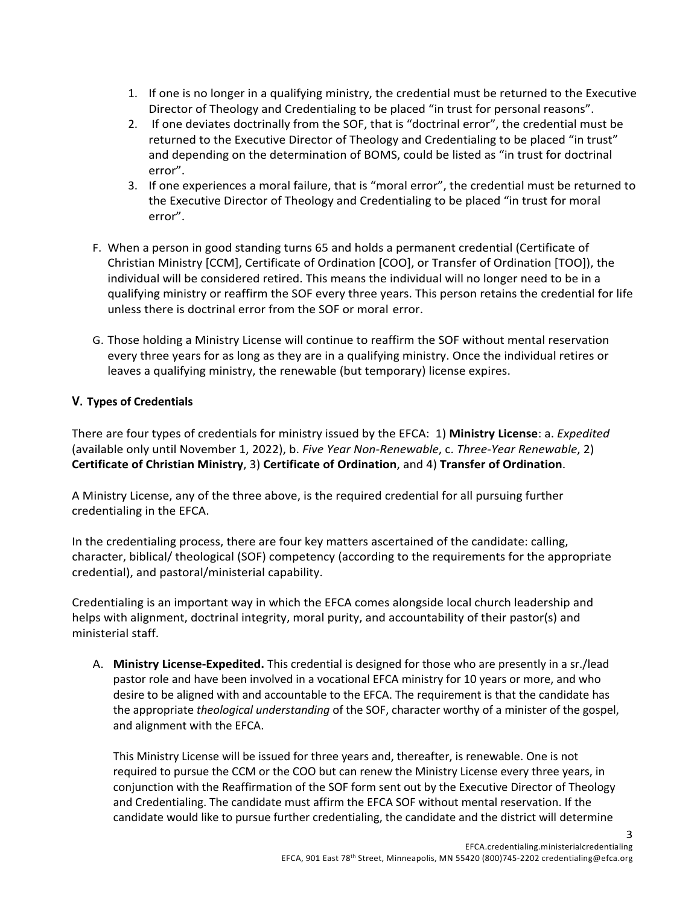1. If one is no longer in a qualifying ministry, the credential must be returned to the Executive Director of Theology and Credentialing to be placed "in trust for personal reasons".
2. If one deviates doctrinally from the SOF, that is "doctrinal error", the credential must be returned to the Executive Director of Theology and Credentialing to be placed "in trust" and depending on the determination of BOMS, could be listed as "in trust for doctrinal error".
3. If one experiences a moral failure, that is "moral error", the credential must be returned to the Executive Director of Theology and Credentialing to be placed "in trust for moral error".

F. When a person in good standing turns 65 and holds a permanent credential (Certificate of Christian Ministry [CCM], Certificate of Ordination [COO], or Transfer of Ordination [TOO]), the individual will be considered retired. This means the individual will no longer need to be in a qualifying ministry or reaffirm the SOF every three years. This person retains the credential for life unless there is doctrinal error from the SOF or moral error.

G. Those holding a Ministry License will continue to reaffirm the SOF without mental reservation every three years for as long as they are in a qualifying ministry. Once the individual retires or leaves a qualifying ministry, the renewable (but temporary) license expires.

## V. Types of Credentials

There are four types of credentials for ministry issued by the EFCA: 1) **Ministry License**: a. *Expedited* (available only until November 1, 2022), b. *Five Year Non-Renewable*, c. *Three-Year Renewable*, 2) **Certificate of Christian Ministry**, 3) **Certificate of Ordination**, and 4) **Transfer of Ordination**.

A Ministry License, any of the three above, is the required credential for all pursuing further credentialing in the EFCA.

In the credentialing process, there are four key matters ascertained of the candidate: calling, character, biblical/ theological (SOF) competency (according to the requirements for the appropriate credential), and pastoral/ministerial capability.

Credentialing is an important way in which the EFCA comes alongside local church leadership and helps with alignment, doctrinal integrity, moral purity, and accountability of their pastor(s) and ministerial staff.

A. **Ministry License-Expedited.** This credential is designed for those who are presently in a sr./lead pastor role and have been involved in a vocational EFCA ministry for 10 years or more, and who desire to be aligned with and accountable to the EFCA. The requirement is that the candidate has the appropriate *theological understanding* of the SOF, character worthy of a minister of the gospel, and alignment with the EFCA.

   This Ministry License will be issued for three years and, thereafter, is renewable. One is not required to pursue the CCM or the COO but can renew the Ministry License every three years, in conjunction with the Reaffirmation of the SOF form sent out by the Executive Director of Theology and Credentialing. The candidate must affirm the EFCA SOF without mental reservation. If the candidate would like to pursue further credentialing, the candidate and the district will determine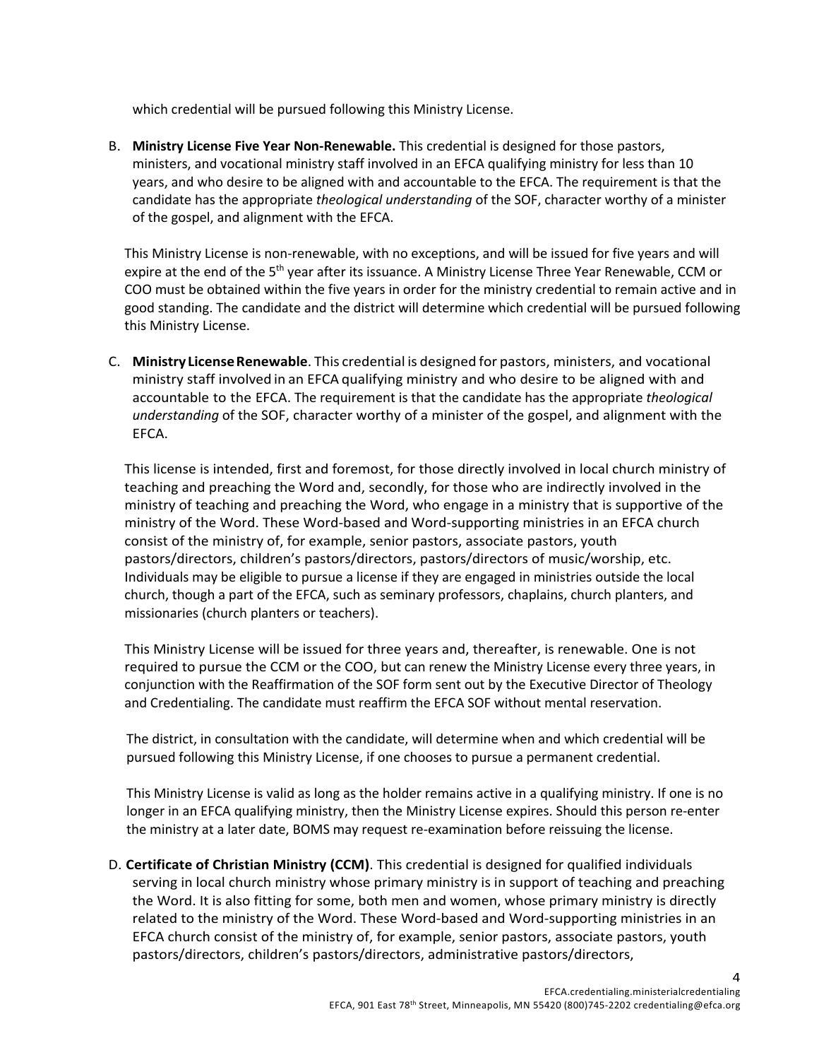which credential will be pursued following this Ministry License.

B. **Ministry License Five Year Non-Renewable.** This credential is designed for those pastors, ministers, and vocational ministry staff involved in an EFCA qualifying ministry for less than 10 years, and who desire to be aligned with and accountable to the EFCA. The requirement is that the candidate has the appropriate *theological understanding* of the SOF, character worthy of a minister of the gospel, and alignment with the EFCA.

   This Ministry License is non-renewable, with no exceptions, and will be issued for five years and will expire at the end of the 5th year after its issuance. A Ministry License Three Year Renewable, CCM or COO must be obtained within the five years in order for the ministry credential to remain active and in good standing. The candidate and the district will determine which credential will be pursued following this Ministry License.

C. **Ministry License Renewable**. This credential is designed for pastors, ministers, and vocational ministry staff involved in an EFCA qualifying ministry and who desire to be aligned with and accountable to the EFCA. The requirement is that the candidate has the appropriate *theological understanding* of the SOF, character worthy of a minister of the gospel, and alignment with the EFCA.

   This license is intended, first and foremost, for those directly involved in local church ministry of teaching and preaching the Word and, secondly, for those who are indirectly involved in the ministry of teaching and preaching the Word, who engage in a ministry that is supportive of the ministry of the Word. These Word-based and Word-supporting ministries in an EFCA church consist of the ministry of, for example, senior pastors, associate pastors, youth pastors/directors, children's pastors/directors, pastors/directors of music/worship, etc. Individuals may be eligible to pursue a license if they are engaged in ministries outside the local church, though a part of the EFCA, such as seminary professors, chaplains, church planters, and missionaries (church planters or teachers).

   This Ministry License will be issued for three years and, thereafter, is renewable. One is not required to pursue the CCM or the COO, but can renew the Ministry License every three years, in conjunction with the Reaffirmation of the SOF form sent out by the Executive Director of Theology and Credentialing. The candidate must reaffirm the EFCA SOF without mental reservation.

   The district, in consultation with the candidate, will determine when and which credential will be pursued following this Ministry License, if one chooses to pursue a permanent credential.

   This Ministry License is valid as long as the holder remains active in a qualifying ministry. If one is no longer in an EFCA qualifying ministry, then the Ministry License expires. Should this person re-enter the ministry at a later date, BOMS may request re-examination before reissuing the license.

D. **Certificate of Christian Ministry (CCM)**. This credential is designed for qualified individuals serving in local church ministry whose primary ministry is in support of teaching and preaching the Word. It is also fitting for some, both men and women, whose primary ministry is directly related to the ministry of the Word. These Word-based and Word-supporting ministries in an EFCA church consist of the ministry of, for example, senior pastors, associate pastors, youth pastors/directors, children's pastors/directors, administrative pastors/directors,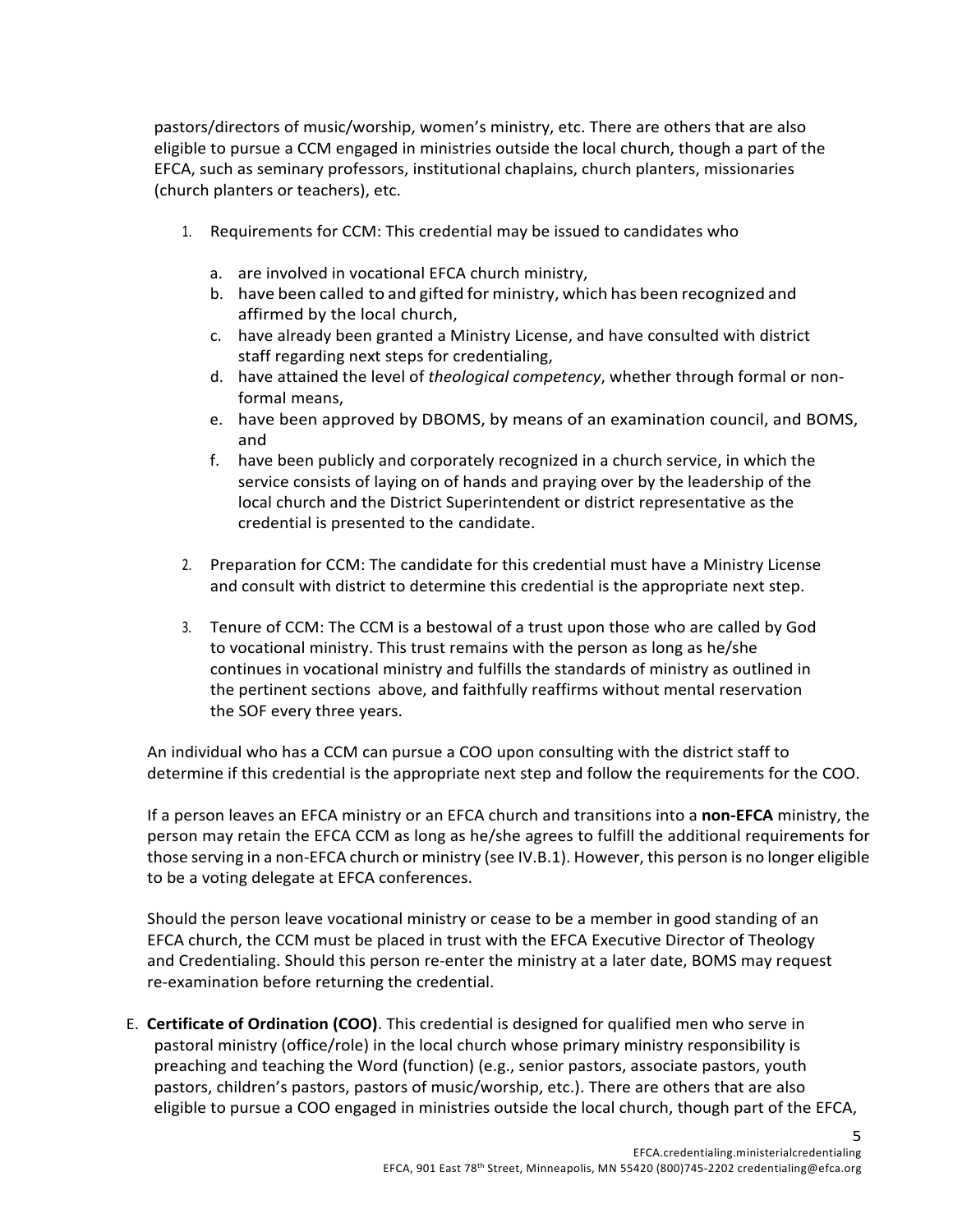pastors/directors of music/worship, women's ministry, etc. There are others that are also eligible to pursue a CCM engaged in ministries outside the local church, though a part of the EFCA, such as seminary professors, institutional chaplains, church planters, missionaries (church planters or teachers), etc.

1. Requirements for CCM: This credential may be issued to candidates who

   a. are involved in vocational EFCA church ministry,
   b. have been called to and gifted for ministry, which has been recognized and affirmed by the local church,
   c. have already been granted a Ministry License, and have consulted with district staff regarding next steps for credentialing,
   d. have attained the level of *theological competency*, whether through formal or non-formal means,
   e. have been approved by DBOMS, by means of an examination council, and BOMS, and
   f. have been publicly and corporately recognized in a church service, in which the service consists of laying on of hands and praying over by the leadership of the local church and the District Superintendent or district representative as the credential is presented to the candidate.

2. Preparation for CCM: The candidate for this credential must have a Ministry License and consult with district to determine this credential is the appropriate next step.

3. Tenure of CCM: The CCM is a bestowal of a trust upon those who are called by God to vocational ministry. This trust remains with the person as long as he/she continues in vocational ministry and fulfills the standards of ministry as outlined in the pertinent sections above, and faithfully reaffirms without mental reservation the SOF every three years.

An individual who has a CCM can pursue a COO upon consulting with the district staff to determine if this credential is the appropriate next step and follow the requirements for the COO.

If a person leaves an EFCA ministry or an EFCA church and transitions into a **non-EFCA** ministry, the person may retain the EFCA CCM as long as he/she agrees to fulfill the additional requirements for those serving in a non-EFCA church or ministry (see IV.B.1). However, this person is no longer eligible to be a voting delegate at EFCA conferences.

Should the person leave vocational ministry or cease to be a member in good standing of an EFCA church, the CCM must be placed in trust with the EFCA Executive Director of Theology and Credentialing. Should this person re-enter the ministry at a later date, BOMS may request re-examination before returning the credential.

E. **Certificate of Ordination (COO)**. This credential is designed for qualified men who serve in pastoral ministry (office/role) in the local church whose primary ministry responsibility is preaching and teaching the Word (function) (e.g., senior pastors, associate pastors, youth pastors, children's pastors, pastors of music/worship, etc.). There are others that are also eligible to pursue a COO engaged in ministries outside the local church, though part of the EFCA,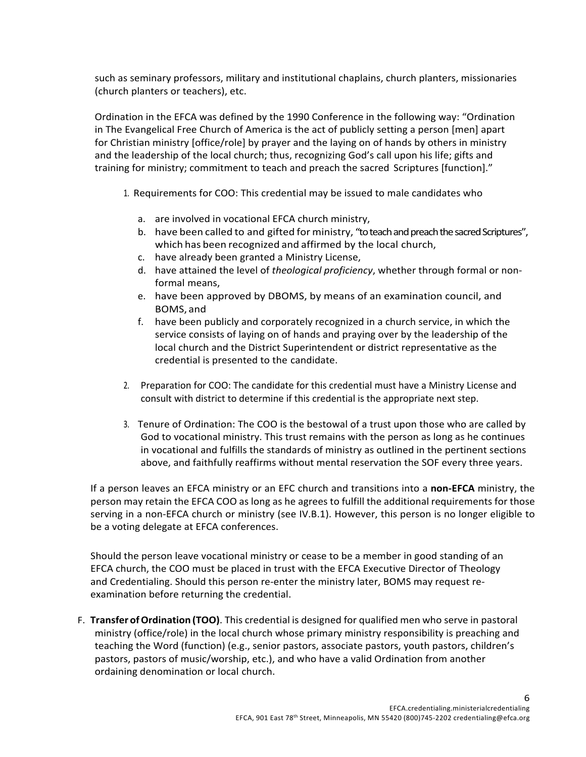such as seminary professors, military and institutional chaplains, church planters, missionaries (church planters or teachers), etc.

Ordination in the EFCA was defined by the 1990 Conference in the following way: "Ordination in The Evangelical Free Church of America is the act of publicly setting a person [men] apart for Christian ministry [office/role] by prayer and the laying on of hands by others in ministry and the leadership of the local church; thus, recognizing God's call upon his life; gifts and training for ministry; commitment to teach and preach the sacred Scriptures [function]."

1. Requirements for COO: This credential may be issued to male candidates who

    a. are involved in vocational EFCA church ministry,
    b. have been called to and gifted for ministry, "to teach and preach the sacred Scriptures", which has been recognized and affirmed by the local church,
    c. have already been granted a Ministry License,
    d. have attained the level of *theological proficiency*, whether through formal or non-formal means,
    e. have been approved by DBOMS, by means of an examination council, and BOMS, and
    f. have been publicly and corporately recognized in a church service, in which the service consists of laying on of hands and praying over by the leadership of the local church and the District Superintendent or district representative as the credential is presented to the candidate.

2. Preparation for COO: The candidate for this credential must have a Ministry License and consult with district to determine if this credential is the appropriate next step.

3. Tenure of Ordination: The COO is the bestowal of a trust upon those who are called by God to vocational ministry. This trust remains with the person as long as he continues in vocational and fulfills the standards of ministry as outlined in the pertinent sections above, and faithfully reaffirms without mental reservation the SOF every three years.

If a person leaves an EFCA ministry or an EFC church and transitions into a **non-EFCA** ministry, the person may retain the EFCA COO as long as he agrees to fulfill the additional requirements for those serving in a non-EFCA church or ministry (see IV.B.1). However, this person is no longer eligible to be a voting delegate at EFCA conferences.

Should the person leave vocational ministry or cease to be a member in good standing of an EFCA church, the COO must be placed in trust with the EFCA Executive Director of Theology and Credentialing. Should this person re-enter the ministry later, BOMS may request re-examination before returning the credential.

F. **Transfer of Ordination (TOO)**. This credential is designed for qualified men who serve in pastoral ministry (office/role) in the local church whose primary ministry responsibility is preaching and teaching the Word (function) (e.g., senior pastors, associate pastors, youth pastors, children's pastors, pastors of music/worship, etc.), and who have a valid Ordination from another ordaining denomination or local church.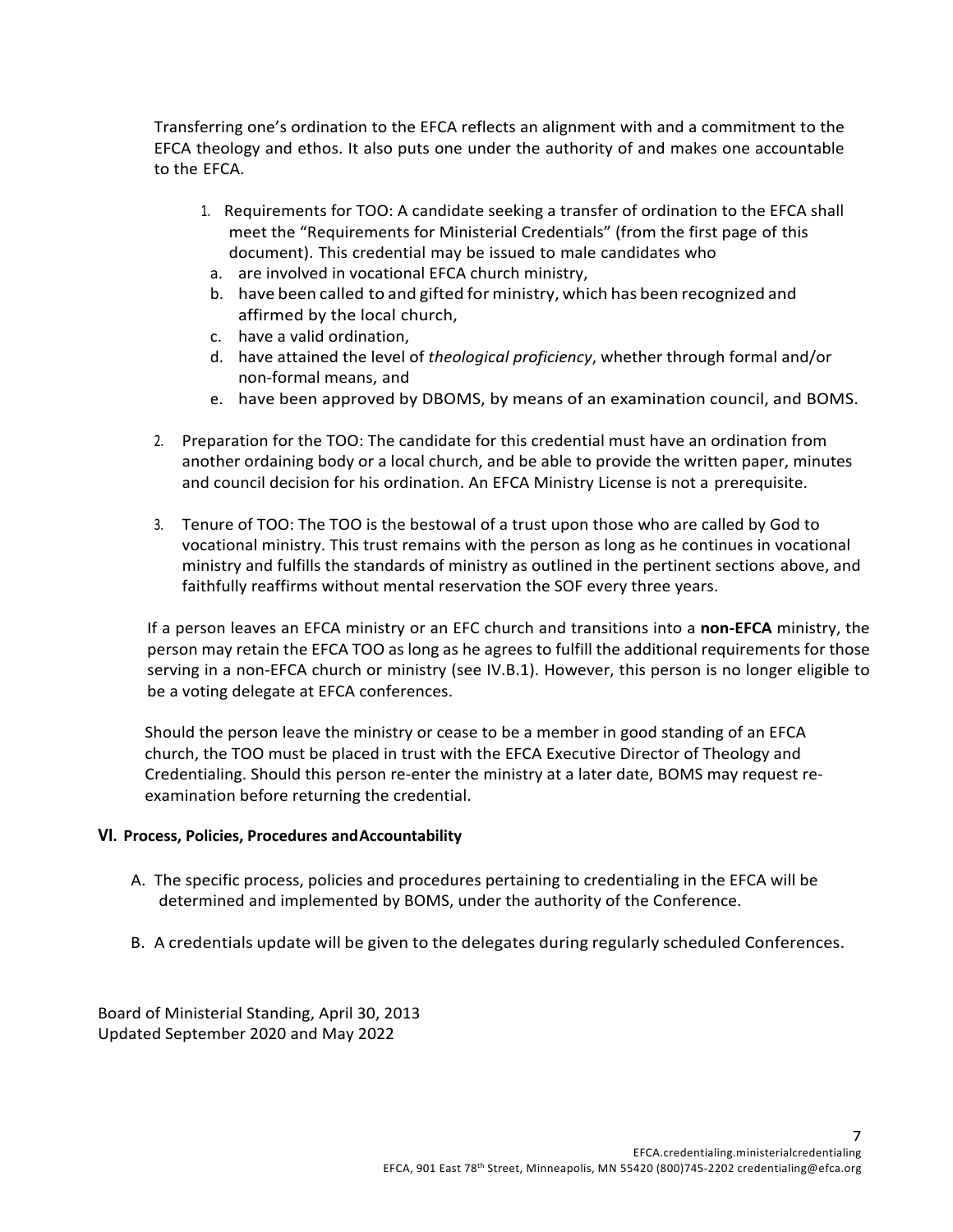Transferring one's ordination to the EFCA reflects an alignment with and a commitment to the EFCA theology and ethos. It also puts one under the authority of and makes one accountable to the EFCA.

1. Requirements for TOO: A candidate seeking a transfer of ordination to the EFCA shall meet the "Requirements for Ministerial Credentials" (from the first page of this document). This credential may be issued to male candidates who
   a. are involved in vocational EFCA church ministry,
   b. have been called to and gifted for ministry, which has been recognized and affirmed by the local church,
   c. have a valid ordination,
   d. have attained the level of *theological proficiency*, whether through formal and/or non-formal means, and
   e. have been approved by DBOMS, by means of an examination council, and BOMS.

2. Preparation for the TOO: The candidate for this credential must have an ordination from another ordaining body or a local church, and be able to provide the written paper, minutes and council decision for his ordination. An EFCA Ministry License is not a prerequisite.

3. Tenure of TOO: The TOO is the bestowal of a trust upon those who are called by God to vocational ministry. This trust remains with the person as long as he continues in vocational ministry and fulfills the standards of ministry as outlined in the pertinent sections above, and faithfully reaffirms without mental reservation the SOF every three years.

If a person leaves an EFCA ministry or an EFC church and transitions into a **non-EFCA** ministry, the person may retain the EFCA TOO as long as he agrees to fulfill the additional requirements for those serving in a non-EFCA church or ministry (see IV.B.1). However, this person is no longer eligible to be a voting delegate at EFCA conferences.

Should the person leave the ministry or cease to be a member in good standing of an EFCA church, the TOO must be placed in trust with the EFCA Executive Director of Theology and Credentialing. Should this person re-enter the ministry at a later date, BOMS may request re-examination before returning the credential.

## VI. Process, Policies, Procedures and Accountability

A. The specific process, policies and procedures pertaining to credentialing in the EFCA will be determined and implemented by BOMS, under the authority of the Conference.

B. A credentials update will be given to the delegates during regularly scheduled Conferences.

Board of Ministerial Standing, April 30, 2013
Updated September 2020 and May 2022